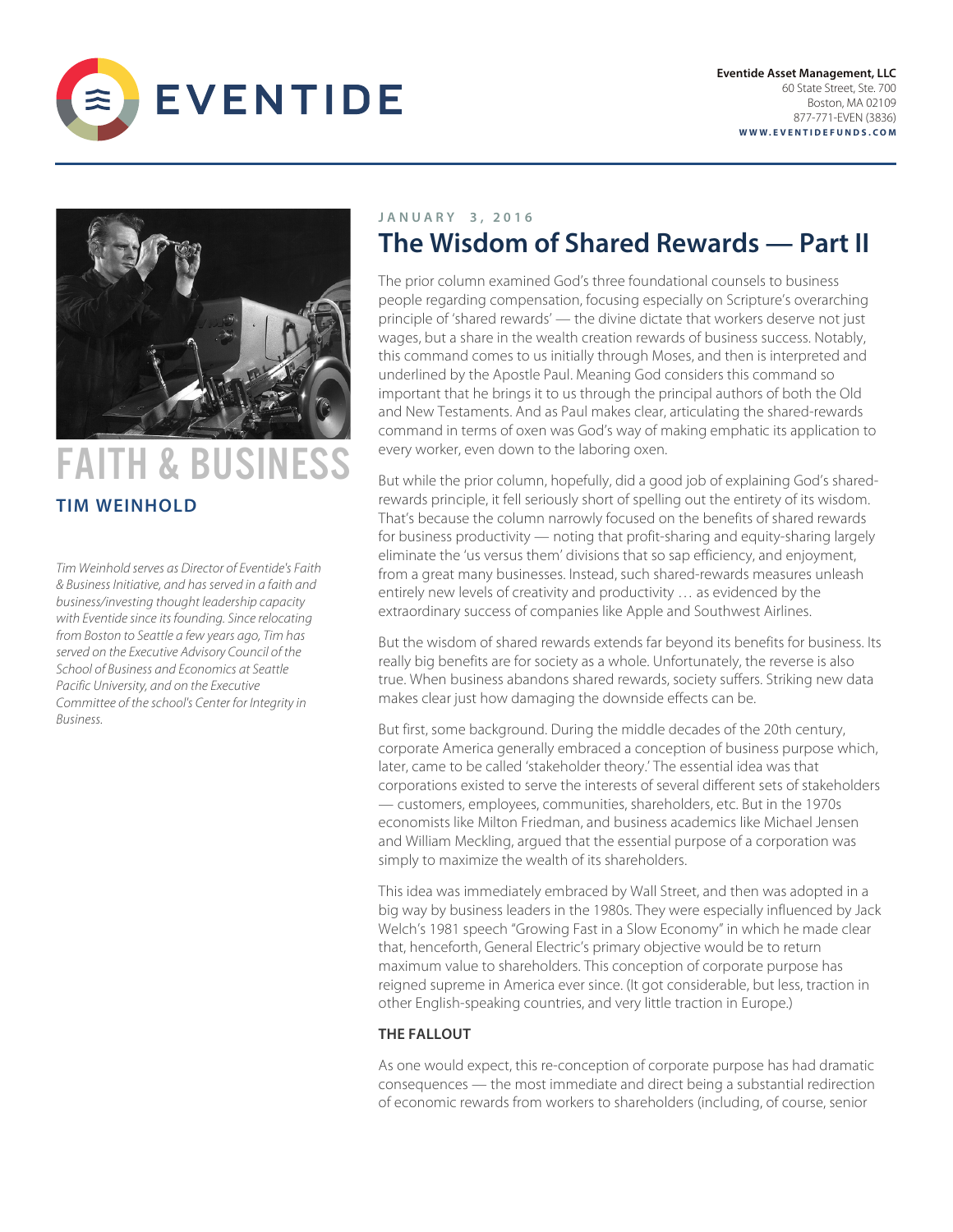**Eventide Asset Management, LLC**
60 State Street, Ste. 700
Boston, MA 02109
877-771-EVEN (3836)
**WWW.EVENTIDEFUNDS.COM**

# FAITH & BUSINESS

## TIM WEINHOLD

*Tim Weinhold serves as Director of Eventide's Faith & Business Initiative, and has served in a faith and business/investing thought leadership capacity with Eventide since its founding. Since relocating from Boston to Seattle a few years ago, Tim has served on the Executive Advisory Council of the School of Business and Economics at Seattle Pacific University, and on the Executive Committee of the school's Center for Integrity in Business.*

JANUARY 3, 2016

# The Wisdom of Shared Rewards — Part II

The prior column examined God's three foundational counsels to business people regarding compensation, focusing especially on Scripture's overarching principle of 'shared rewards' — the divine dictate that workers deserve not just wages, but a share in the wealth creation rewards of business success. Notably, this command comes to us initially through Moses, and then is interpreted and underlined by the Apostle Paul. Meaning God considers this command so important that he brings it to us through the principal authors of both the Old and New Testaments. And as Paul makes clear, articulating the shared-rewards command in terms of oxen was God's way of making emphatic its application to every worker, even down to the laboring oxen.

But while the prior column, hopefully, did a good job of explaining God's shared-rewards principle, it fell seriously short of spelling out the entirety of its wisdom. That's because the column narrowly focused on the benefits of shared rewards for business productivity — noting that profit-sharing and equity-sharing largely eliminate the 'us versus them' divisions that so sap efficiency, and enjoyment, from a great many businesses. Instead, such shared-rewards measures unleash entirely new levels of creativity and productivity … as evidenced by the extraordinary success of companies like Apple and Southwest Airlines.

But the wisdom of shared rewards extends far beyond its benefits for business. Its really big benefits are for society as a whole. Unfortunately, the reverse is also true. When business abandons shared rewards, society suffers. Striking new data makes clear just how damaging the downside effects can be.

But first, some background. During the middle decades of the 20th century, corporate America generally embraced a conception of business purpose which, later, came to be called 'stakeholder theory.' The essential idea was that corporations existed to serve the interests of several different sets of stakeholders — customers, employees, communities, shareholders, etc. But in the 1970s economists like Milton Friedman, and business academics like Michael Jensen and William Meckling, argued that the essential purpose of a corporation was simply to maximize the wealth of its shareholders.

This idea was immediately embraced by Wall Street, and then was adopted in a big way by business leaders in the 1980s. They were especially influenced by Jack Welch's 1981 speech "Growing Fast in a Slow Economy" in which he made clear that, henceforth, General Electric's primary objective would be to return maximum value to shareholders. This conception of corporate purpose has reigned supreme in America ever since. (It got considerable, but less, traction in other English-speaking countries, and very little traction in Europe.)

### THE FALLOUT

As one would expect, this re-conception of corporate purpose has had dramatic consequences — the most immediate and direct being a substantial redirection of economic rewards from workers to shareholders (including, of course, senior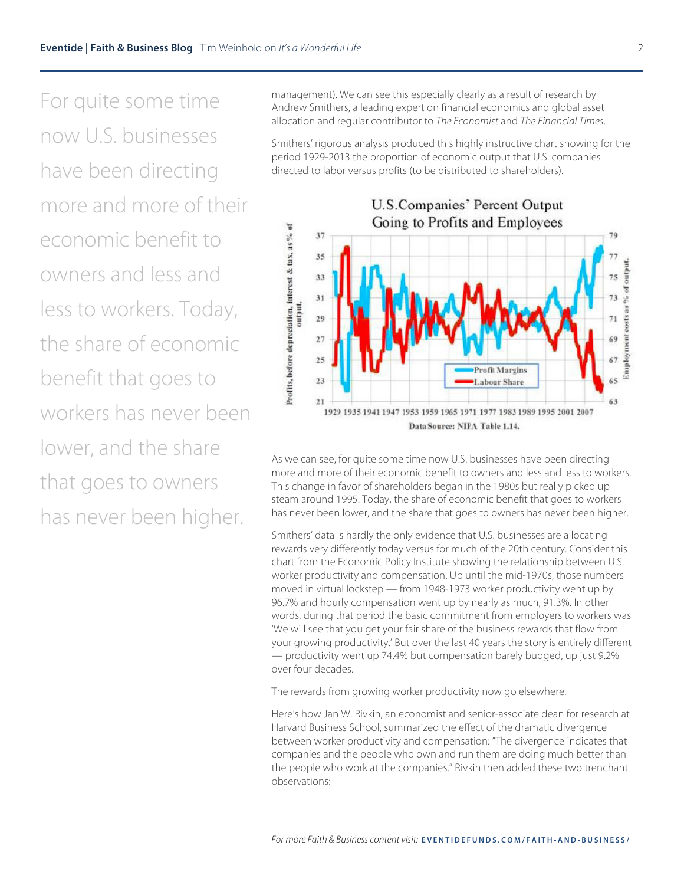For quite some time now U.S. businesses have been directing more and more of their economic benefit to owners and less and less to workers. Today, the share of economic benefit that goes to workers has never been lower, and the share that goes to owners has never been higher.

management). We can see this especially clearly as a result of research by Andrew Smithers, a leading expert on financial economics and global asset allocation and regular contributor to *The Economist* and *The Financial Times*.

Smithers' rigorous analysis produced this highly instructive chart showing for the period 1929-2013 the proportion of economic output that U.S. companies directed to labor versus profits (to be distributed to shareholders).

U.S.Companies' Percent Output Going to Profits and Employees

Data Source: NIPA Table 1.14.

As we can see, for quite some time now U.S. businesses have been directing more and more of their economic benefit to owners and less and less to workers. This change in favor of shareholders began in the 1980s but really picked up steam around 1995. Today, the share of economic benefit that goes to workers has never been lower, and the share that goes to owners has never been higher.

Smithers' data is hardly the only evidence that U.S. businesses are allocating rewards very differently today versus for much of the 20th century. Consider this chart from the Economic Policy Institute showing the relationship between U.S. worker productivity and compensation. Up until the mid-1970s, those numbers moved in virtual lockstep — from 1948-1973 worker productivity went up by 96.7% and hourly compensation went up by nearly as much, 91.3%. In other words, during that period the basic commitment from employers to workers was 'We will see that you get your fair share of the business rewards that flow from your growing productivity.' But over the last 40 years the story is entirely different — productivity went up 74.4% but compensation barely budged, up just 9.2% over four decades.

The rewards from growing worker productivity now go elsewhere.

Here's how Jan W. Rivkin, an economist and senior-associate dean for research at Harvard Business School, summarized the effect of the dramatic divergence between worker productivity and compensation: "The divergence indicates that companies and the people who own and run them are doing much better than the people who work at the companies." Rivkin then added these two trenchant observations: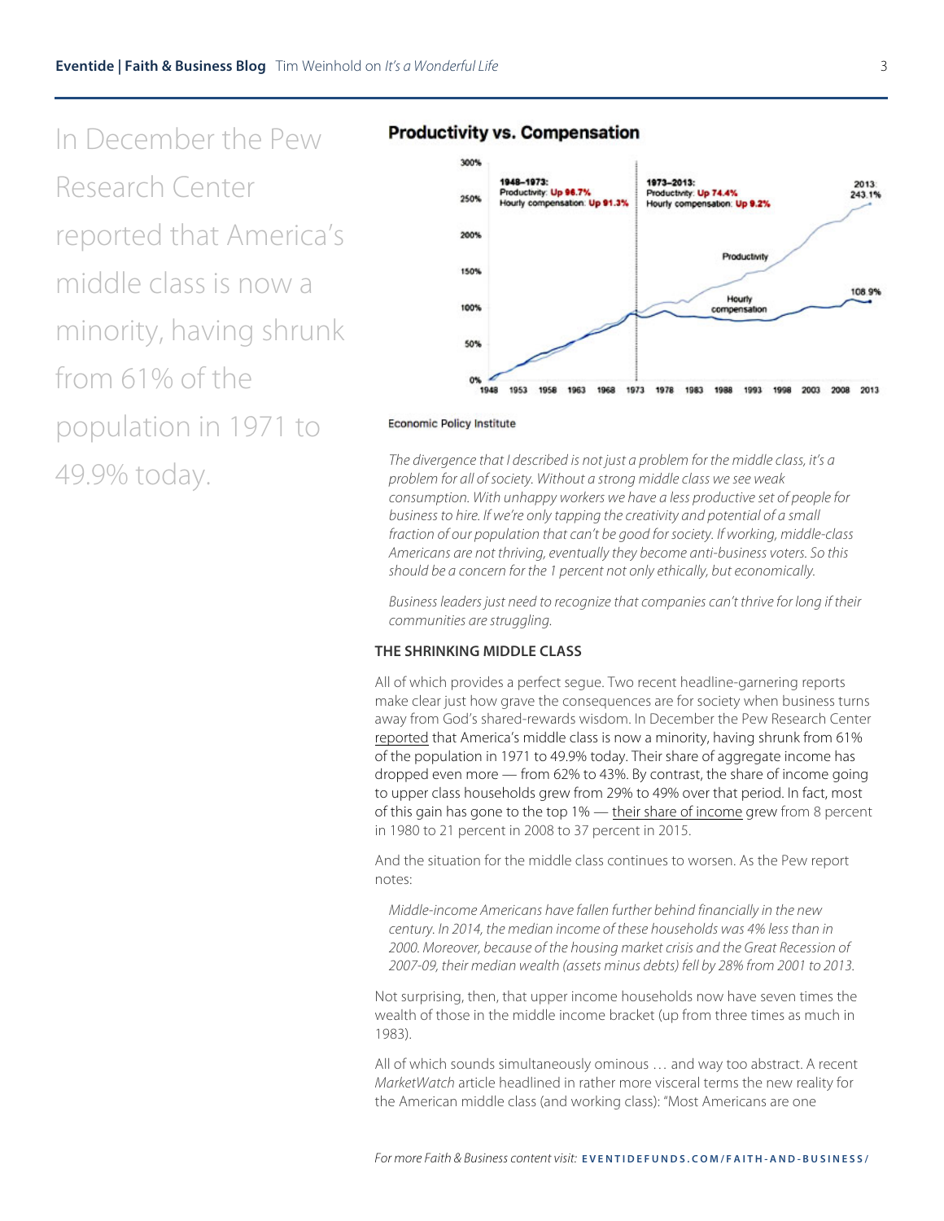In December the Pew Research Center reported that America's middle class is now a minority, having shrunk from 61% of the population in 1971 to 49.9% today.

**Productivity vs. Compensation**

1948–1973: Productivity: Up 96.7% Hourly compensation: Up 91.3%

1973–2013: Productivity: Up 74.4% Hourly compensation: Up 9.2%

2013 243.1%

Productivity

Hourly compensation

108.9%

Economic Policy Institute

*The divergence that I described is not just a problem for the middle class, it's a problem for all of society. Without a strong middle class we see weak consumption. With unhappy workers we have a less productive set of people for business to hire. If we're only tapping the creativity and potential of a small fraction of our population that can't be good for society. If working, middle-class Americans are not thriving, eventually they become anti-business voters. So this should be a concern for the 1 percent not only ethically, but economically.*

*Business leaders just need to recognize that companies can't thrive for long if their communities are struggling.*

### THE SHRINKING MIDDLE CLASS

All of which provides a perfect segue. Two recent headline-garnering reports make clear just how grave the consequences are for society when business turns away from God's shared-rewards wisdom. In December the Pew Research Center reported that America's middle class is now a minority, having shrunk from 61% of the population in 1971 to 49.9% today. Their share of aggregate income has dropped even more — from 62% to 43%. By contrast, the share of income going to upper class households grew from 29% to 49% over that period. In fact, most of this gain has gone to the top 1% — their share of income grew from 8 percent in 1980 to 21 percent in 2008 to 37 percent in 2015.

And the situation for the middle class continues to worsen. As the Pew report notes:

> *Middle-income Americans have fallen further behind financially in the new century. In 2014, the median income of these households was 4% less than in 2000. Moreover, because of the housing market crisis and the Great Recession of 2007-09, their median wealth (assets minus debts) fell by 28% from 2001 to 2013.*

Not surprising, then, that upper income households now have seven times the wealth of those in the middle income bracket (up from three times as much in 1983).

All of which sounds simultaneously ominous … and way too abstract. A recent *MarketWatch* article headlined in rather more visceral terms the new reality for the American middle class (and working class): "Most Americans are one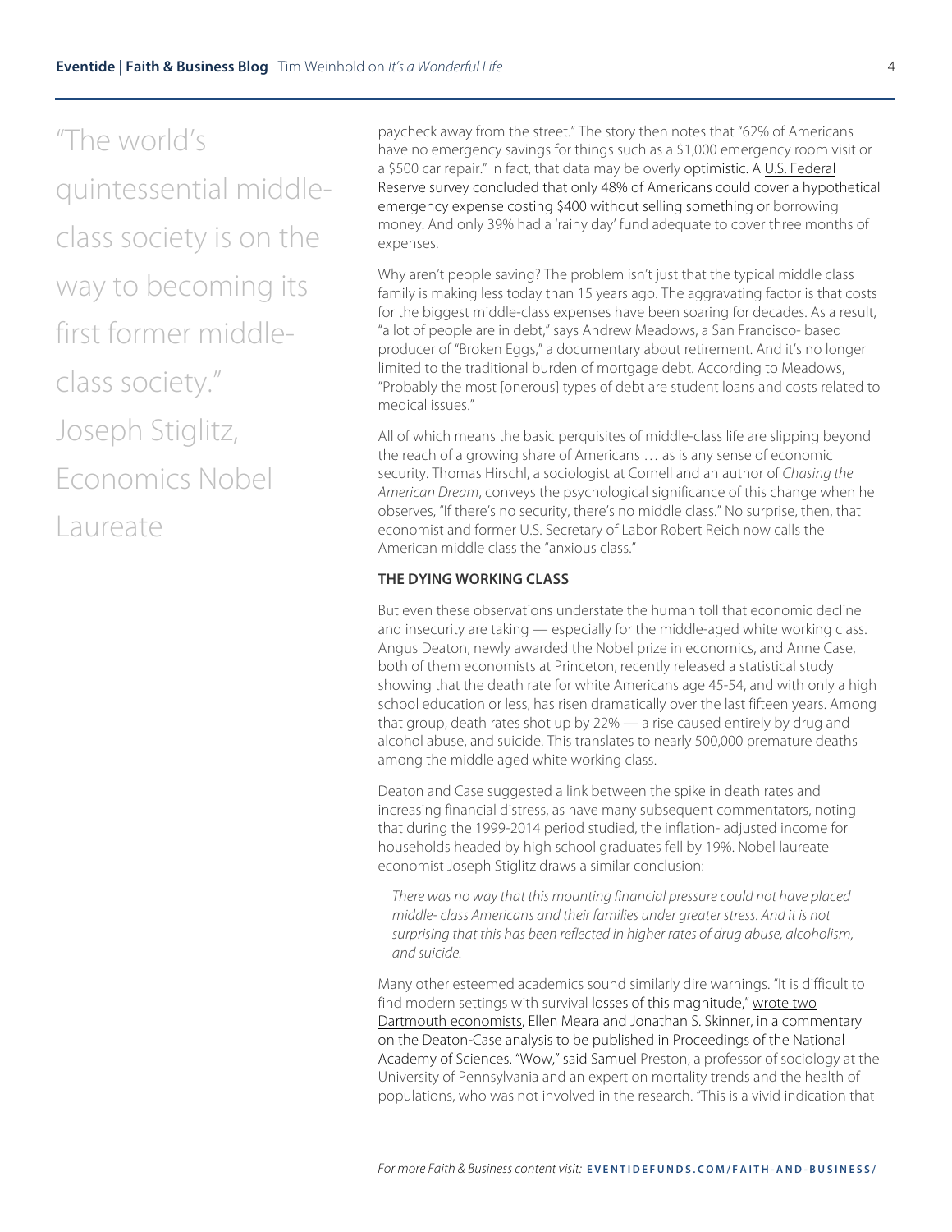> "The world's quintessential middle-class society is on the way to becoming its first former middle-class society."
> Joseph Stiglitz, Economics Nobel Laureate

paycheck away from the street." The story then notes that "62% of Americans have no emergency savings for things such as a $1,000 emergency room visit or a $500 car repair." In fact, that data may be overly optimistic. A U.S. Federal Reserve survey concluded that only 48% of Americans could cover a hypothetical emergency expense costing $400 without selling something or borrowing money. And only 39% had a 'rainy day' fund adequate to cover three months of expenses.

Why aren't people saving? The problem isn't just that the typical middle class family is making less today than 15 years ago. The aggravating factor is that costs for the biggest middle-class expenses have been soaring for decades. As a result, "a lot of people are in debt," says Andrew Meadows, a San Francisco- based producer of "Broken Eggs," a documentary about retirement. And it's no longer limited to the traditional burden of mortgage debt. According to Meadows, "Probably the most [onerous] types of debt are student loans and costs related to medical issues."

All of which means the basic perquisites of middle-class life are slipping beyond the reach of a growing share of Americans … as is any sense of economic security. Thomas Hirschl, a sociologist at Cornell and an author of *Chasing the American Dream*, conveys the psychological significance of this change when he observes, "If there's no security, there's no middle class." No surprise, then, that economist and former U.S. Secretary of Labor Robert Reich now calls the American middle class the "anxious class."

**THE DYING WORKING CLASS**

But even these observations understate the human toll that economic decline and insecurity are taking — especially for the middle-aged white working class. Angus Deaton, newly awarded the Nobel prize in economics, and Anne Case, both of them economists at Princeton, recently released a statistical study showing that the death rate for white Americans age 45-54, and with only a high school education or less, has risen dramatically over the last fifteen years. Among that group, death rates shot up by 22% — a rise caused entirely by drug and alcohol abuse, and suicide. This translates to nearly 500,000 premature deaths among the middle aged white working class.

Deaton and Case suggested a link between the spike in death rates and increasing financial distress, as have many subsequent commentators, noting that during the 1999-2014 period studied, the inflation- adjusted income for households headed by high school graduates fell by 19%. Nobel laureate economist Joseph Stiglitz draws a similar conclusion:

> *There was no way that this mounting financial pressure could not have placed middle- class Americans and their families under greater stress. And it is not surprising that this has been reflected in higher rates of drug abuse, alcoholism, and suicide.*

Many other esteemed academics sound similarly dire warnings. "It is difficult to find modern settings with survival losses of this magnitude," wrote two Dartmouth economists, Ellen Meara and Jonathan S. Skinner, in a commentary on the Deaton-Case analysis to be published in Proceedings of the National Academy of Sciences. "Wow," said Samuel Preston, a professor of sociology at the University of Pennsylvania and an expert on mortality trends and the health of populations, who was not involved in the research. "This is a vivid indication that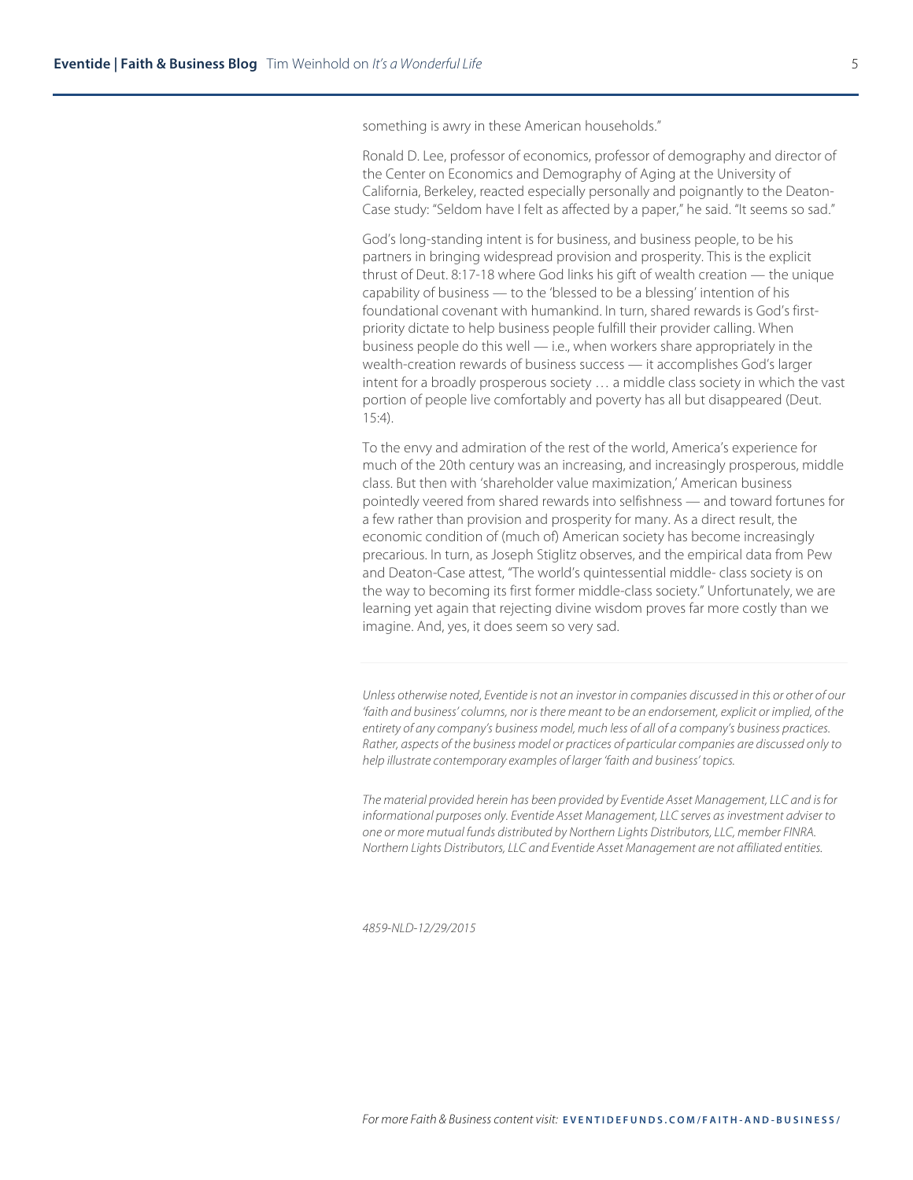something is awry in these American households."

Ronald D. Lee, professor of economics, professor of demography and director of the Center on Economics and Demography of Aging at the University of California, Berkeley, reacted especially personally and poignantly to the Deaton-Case study: "Seldom have I felt as affected by a paper," he said. "It seems so sad."

God's long-standing intent is for business, and business people, to be his partners in bringing widespread provision and prosperity. This is the explicit thrust of Deut. 8:17-18 where God links his gift of wealth creation — the unique capability of business — to the 'blessed to be a blessing' intention of his foundational covenant with humankind. In turn, shared rewards is God's first-priority dictate to help business people fulfill their provider calling. When business people do this well — i.e., when workers share appropriately in the wealth-creation rewards of business success — it accomplishes God's larger intent for a broadly prosperous society … a middle class society in which the vast portion of people live comfortably and poverty has all but disappeared (Deut. 15:4).

To the envy and admiration of the rest of the world, America's experience for much of the 20th century was an increasing, and increasingly prosperous, middle class. But then with 'shareholder value maximization,' American business pointedly veered from shared rewards into selfishness — and toward fortunes for a few rather than provision and prosperity for many. As a direct result, the economic condition of (much of) American society has become increasingly precarious. In turn, as Joseph Stiglitz observes, and the empirical data from Pew and Deaton-Case attest, "The world's quintessential middle- class society is on the way to becoming its first former middle-class society." Unfortunately, we are learning yet again that rejecting divine wisdom proves far more costly than we imagine. And, yes, it does seem so very sad.

---

*Unless otherwise noted, Eventide is not an investor in companies discussed in this or other of our 'faith and business' columns, nor is there meant to be an endorsement, explicit or implied, of the entirety of any company's business model, much less of all of a company's business practices. Rather, aspects of the business model or practices of particular companies are discussed only to help illustrate contemporary examples of larger 'faith and business' topics.*

*The material provided herein has been provided by Eventide Asset Management, LLC and is for informational purposes only. Eventide Asset Management, LLC serves as investment adviser to one or more mutual funds distributed by Northern Lights Distributors, LLC, member FINRA. Northern Lights Distributors, LLC and Eventide Asset Management are not affiliated entities.*

*4859-NLD-12/29/2015*